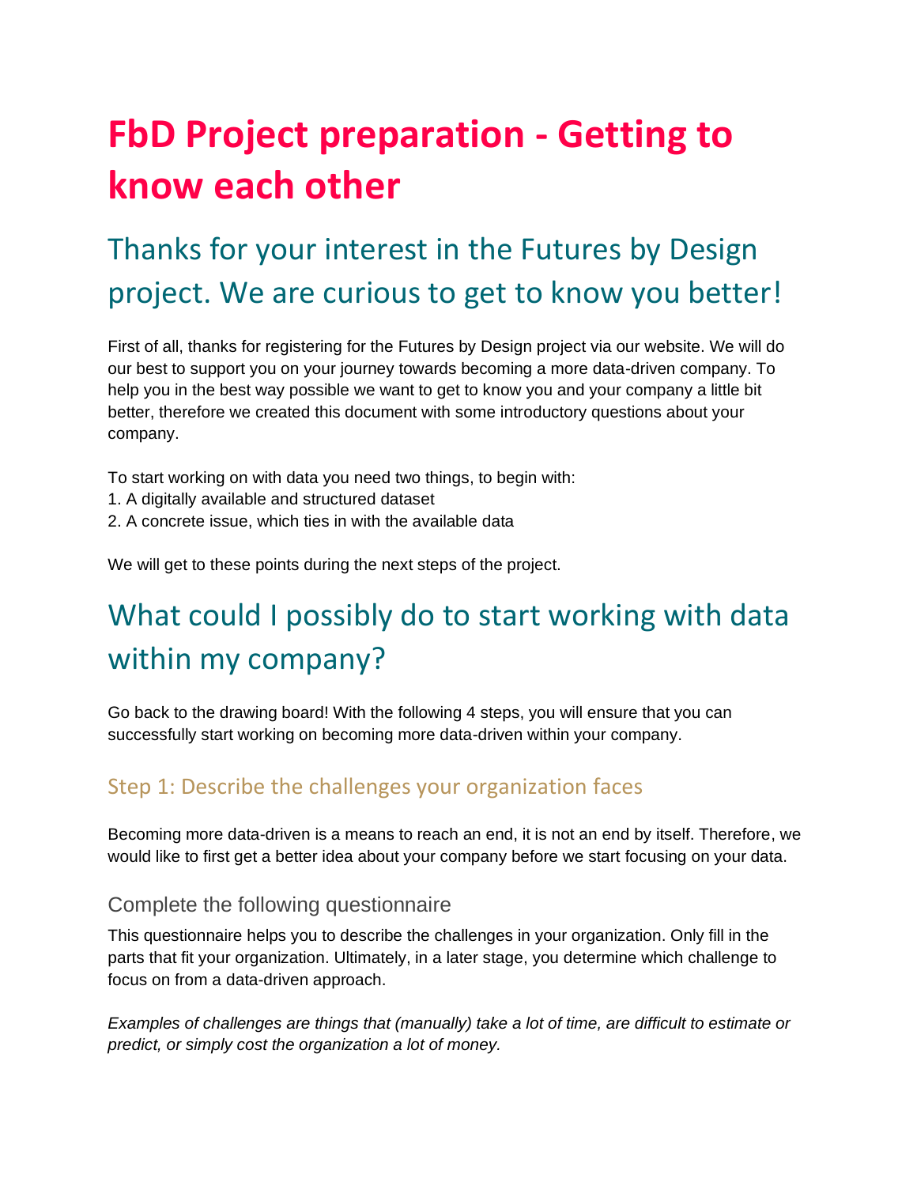# FbD Project preparation - Getting to know each other

## Thanks for your interest in the Futures by Design project. We are curious to get to know you better!

First of all, thanks for registering for the Futures by Design project via our website. We will do our best to support you on your journey towards becoming a more data-driven company. To help you in the best way possible we want to get to know you and your company a little bit better, therefore we created this document with some introductory questions about your company.

To start working on with data you need two things, to begin with:
1. A digitally available and structured dataset
2. A concrete issue, which ties in with the available data

We will get to these points during the next steps of the project.

## What could I possibly do to start working with data within my company?

Go back to the drawing board! With the following 4 steps, you will ensure that you can successfully start working on becoming more data-driven within your company.

### Step 1: Describe the challenges your organization faces

Becoming more data-driven is a means to reach an end, it is not an end by itself. Therefore, we would like to first get a better idea about your company before we start focusing on your data.

#### Complete the following questionnaire

This questionnaire helps you to describe the challenges in your organization. Only fill in the parts that fit your organization. Ultimately, in a later stage, you determine which challenge to focus on from a data-driven approach.

*Examples of challenges are things that (manually) take a lot of time, are difficult to estimate or predict, or simply cost the organization a lot of money.*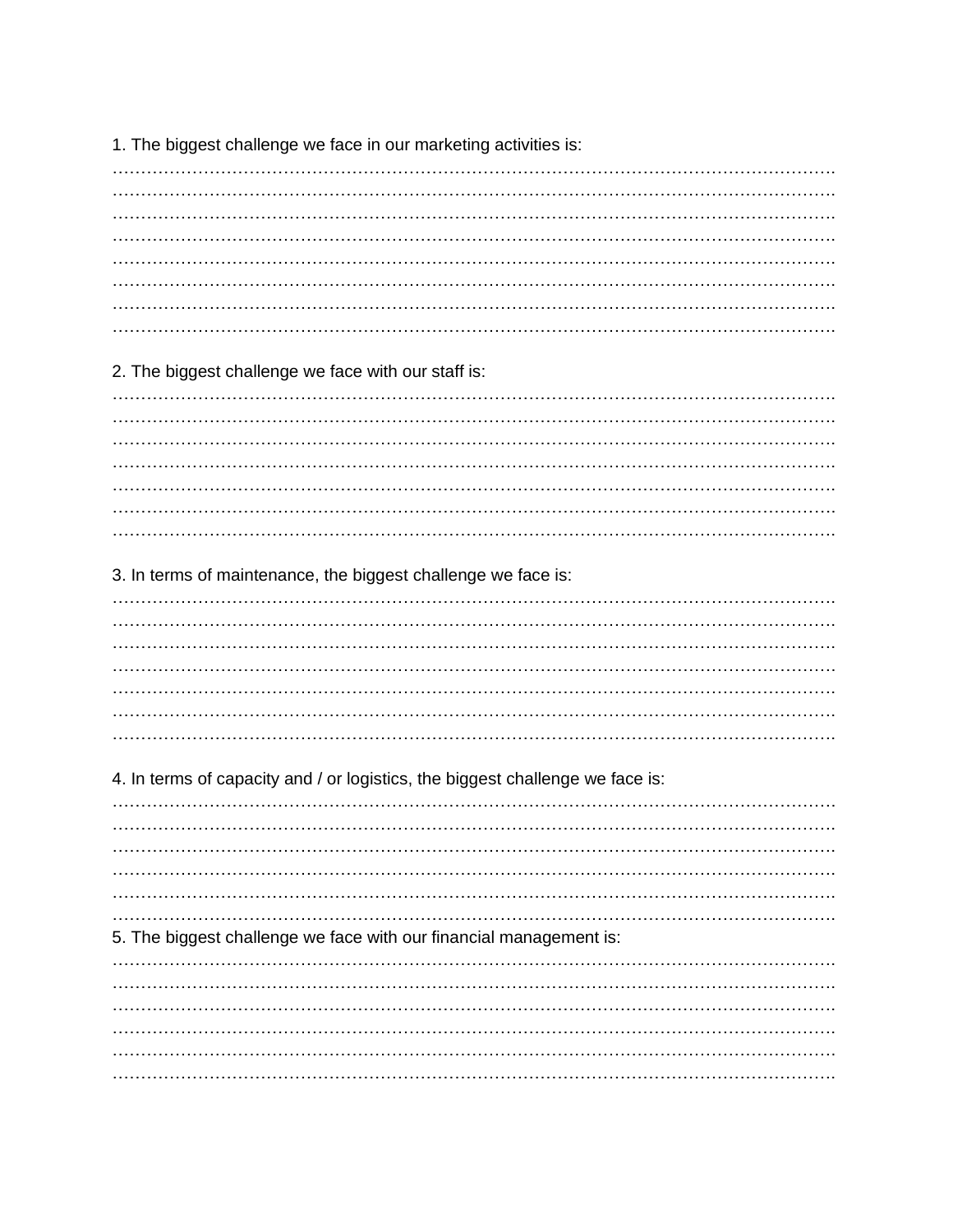1. The biggest challenge we face in our marketing activities is:
…………………………………………………………………………………………………………………
…………………………………………………………………………………………………………………
…………………………………………………………………………………………………………………
…………………………………………………………………………………………………………………
…………………………………………………………………………………………………………………
…………………………………………………………………………………………………………………
…………………………………………………………………………………………………………………
…………………………………………………………………………………………………………………

2. The biggest challenge we face with our staff is:
…………………………………………………………………………………………………………………
…………………………………………………………………………………………………………………
…………………………………………………………………………………………………………………
…………………………………………………………………………………………………………………
…………………………………………………………………………………………………………………
…………………………………………………………………………………………………………………
…………………………………………………………………………………………………………………

3. In terms of maintenance, the biggest challenge we face is:
…………………………………………………………………………………………………………………
…………………………………………………………………………………………………………………
…………………………………………………………………………………………………………………
…………………………………………………………………………………………………………………
…………………………………………………………………………………………………………………
…………………………………………………………………………………………………………………
…………………………………………………………………………………………………………………

4. In terms of capacity and / or logistics, the biggest challenge we face is:
…………………………………………………………………………………………………………………
…………………………………………………………………………………………………………………
…………………………………………………………………………………………………………………
…………………………………………………………………………………………………………………
…………………………………………………………………………………………………………………
…………………………………………………………………………………………………………………

5. The biggest challenge we face with our financial management is:
…………………………………………………………………………………………………………………
…………………………………………………………………………………………………………………
…………………………………………………………………………………………………………………
…………………………………………………………………………………………………………………
…………………………………………………………………………………………………………………
…………………………………………………………………………………………………………………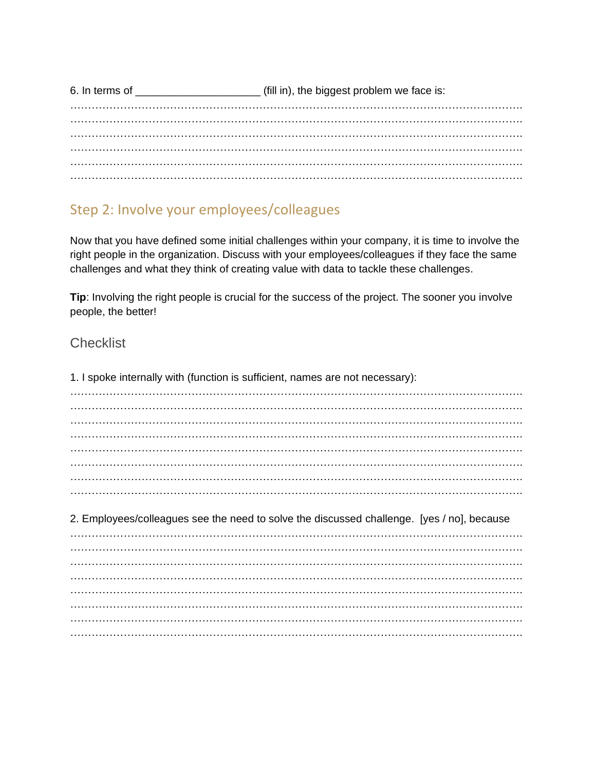6. In terms of ____________________ (fill in), the biggest problem we face is:

………………………………………………………………………………………………………………
………………………………………………………………………………………………………………
………………………………………………………………………………………………………………
………………………………………………………………………………………………………………
………………………………………………………………………………………………………………
………………………………………………………………………………………………………………

## Step 2: Involve your employees/colleagues

Now that you have defined some initial challenges within your company, it is time to involve the right people in the organization. Discuss with your employees/colleagues if they face the same challenges and what they think of creating value with data to tackle these challenges.

**Tip**: Involving the right people is crucial for the success of the project. The sooner you involve people, the better!

### Checklist

1. I spoke internally with (function is sufficient, names are not necessary):

………………………………………………………………………………………………………………
………………………………………………………………………………………………………………
………………………………………………………………………………………………………………
………………………………………………………………………………………………………………
………………………………………………………………………………………………………………
………………………………………………………………………………………………………………
………………………………………………………………………………………………………………
………………………………………………………………………………………………………………

2. Employees/colleagues see the need to solve the discussed challenge. [yes / no], because

………………………………………………………………………………………………………………
………………………………………………………………………………………………………………
………………………………………………………………………………………………………………
………………………………………………………………………………………………………………
………………………………………………………………………………………………………………
………………………………………………………………………………………………………………
………………………………………………………………………………………………………………
………………………………………………………………………………………………………………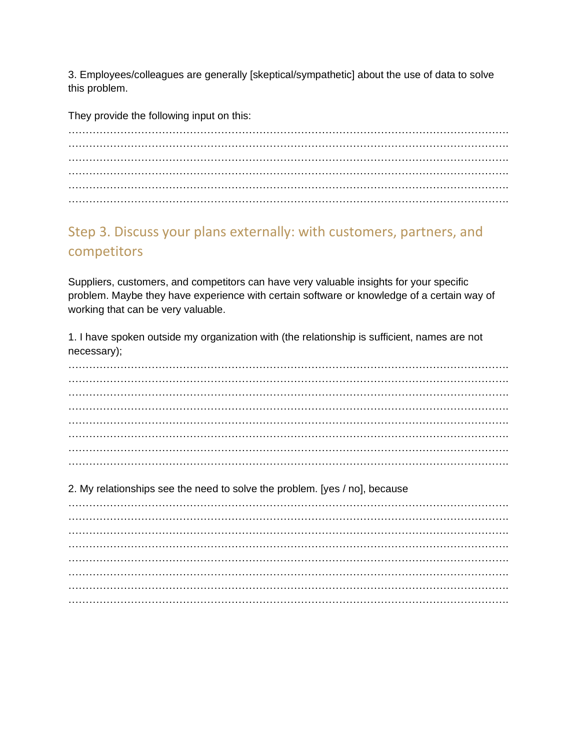3. Employees/colleagues are generally [skeptical/sympathetic] about the use of data to solve this problem.

They provide the following input on this:

……………………………………………………………………………………………………………………
……………………………………………………………………………………………………………………
……………………………………………………………………………………………………………………
……………………………………………………………………………………………………………………
……………………………………………………………………………………………………………………
……………………………………………………………………………………………………………………

## Step 3. Discuss your plans externally: with customers, partners, and competitors

Suppliers, customers, and competitors can have very valuable insights for your specific problem. Maybe they have experience with certain software or knowledge of a certain way of working that can be very valuable.

1. I have spoken outside my organization with (the relationship is sufficient, names are not necessary);

……………………………………………………………………………………………………………………
……………………………………………………………………………………………………………………
……………………………………………………………………………………………………………………
……………………………………………………………………………………………………………………
……………………………………………………………………………………………………………………
……………………………………………………………………………………………………………………
……………………………………………………………………………………………………………………
……………………………………………………………………………………………………………………

2. My relationships see the need to solve the problem. [yes / no], because

……………………………………………………………………………………………………………………
……………………………………………………………………………………………………………………
……………………………………………………………………………………………………………………
……………………………………………………………………………………………………………………
……………………………………………………………………………………………………………………
……………………………………………………………………………………………………………………
……………………………………………………………………………………………………………………
……………………………………………………………………………………………………………………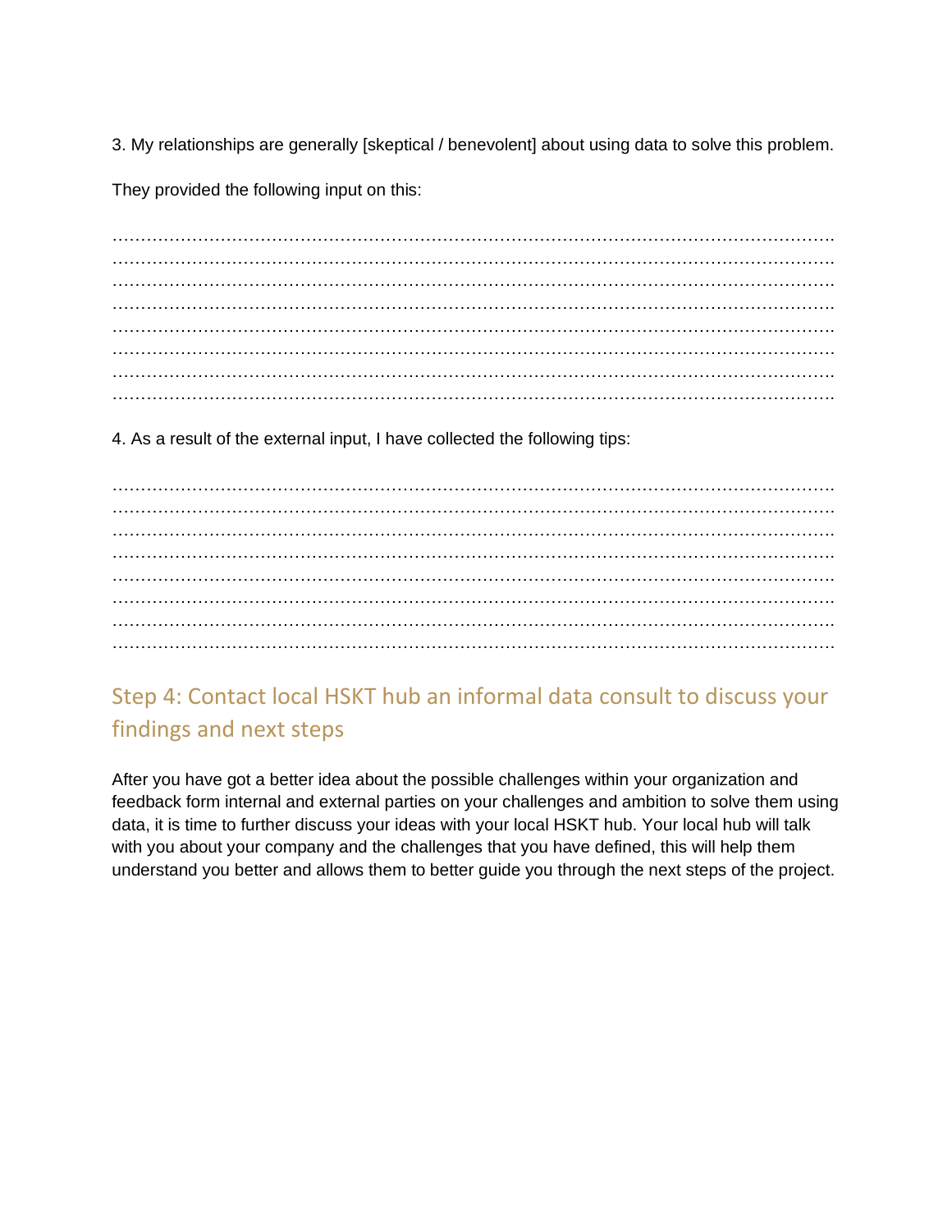3. My relationships are generally [skeptical / benevolent] about using data to solve this problem.

They provided the following input on this:

…………………………………………………………………………………………………………………
…………………………………………………………………………………………………………………
…………………………………………………………………………………………………………………
…………………………………………………………………………………………………………………
…………………………………………………………………………………………………………………
…………………………………………………………………………………………………………………
…………………………………………………………………………………………………………………
…………………………………………………………………………………………………………………

4. As a result of the external input, I have collected the following tips:

…………………………………………………………………………………………………………………
…………………………………………………………………………………………………………………
…………………………………………………………………………………………………………………
…………………………………………………………………………………………………………………
…………………………………………………………………………………………………………………
…………………………………………………………………………………………………………………
…………………………………………………………………………………………………………………
…………………………………………………………………………………………………………………

## Step 4: Contact local HSKT hub an informal data consult to discuss your findings and next steps

After you have got a better idea about the possible challenges within your organization and feedback form internal and external parties on your challenges and ambition to solve them using data, it is time to further discuss your ideas with your local HSKT hub. Your local hub will talk with you about your company and the challenges that you have defined, this will help them understand you better and allows them to better guide you through the next steps of the project.